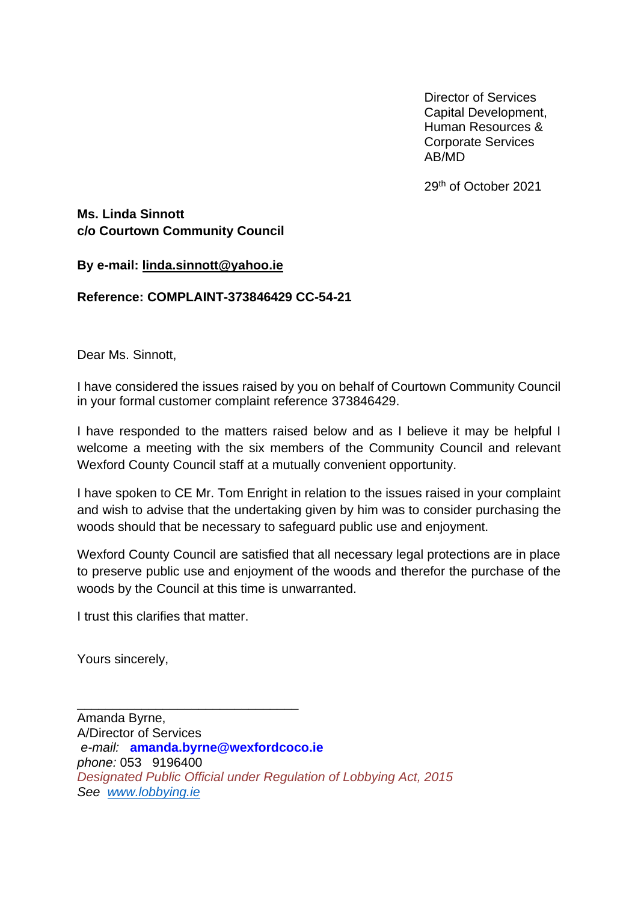Director of Services
Capital Development,
Human Resources &
Corporate Services
AB/MD

29th of October 2021

**Ms. Linda Sinnott**
**c/o Courtown Community Council**

**By e-mail: linda.sinnott@yahoo.ie**

**Reference: COMPLAINT-373846429 CC-54-21**

Dear Ms. Sinnott,

I have considered the issues raised by you on behalf of Courtown Community Council in your formal customer complaint reference 373846429.

I have responded to the matters raised below and as I believe it may be helpful I welcome a meeting with the six members of the Community Council and relevant Wexford County Council staff at a mutually convenient opportunity.

I have spoken to CE Mr. Tom Enright in relation to the issues raised in your complaint and wish to advise that the undertaking given by him was to consider purchasing the woods should that be necessary to safeguard public use and enjoyment.

Wexford County Council are satisfied that all necessary legal protections are in place to preserve public use and enjoyment of the woods and therefor the purchase of the woods by the Council at this time is unwarranted.

I trust this clarifies that matter.

Yours sincerely,

\_\_\_\_\_\_\_\_\_\_\_\_\_\_\_\_\_\_\_\_\_\_\_\_\_\_\_\_\_\_\_\_

Amanda Byrne,
A/Director of Services
*e-mail:* **amanda.byrne@wexfordcoco.ie**
*phone:* 053 9196400
*Designated Public Official under Regulation of Lobbying Act, 2015*
*See* *www.lobbying.ie*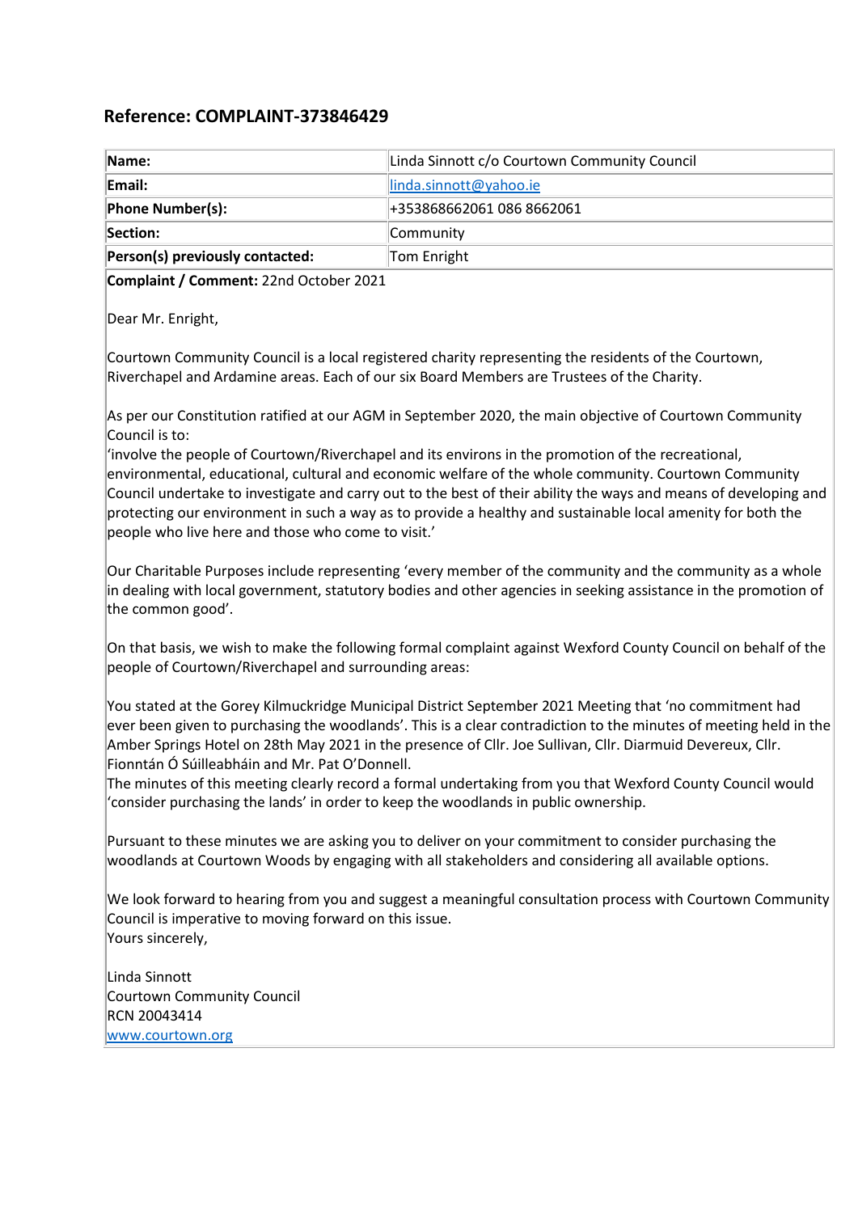## Reference: COMPLAINT-373846429

| | |
|---|---|
| **Name:** | Linda Sinnott c/o Courtown Community Council |
| **Email:** | linda.sinnott@yahoo.ie |
| **Phone Number(s):** | +353868662061 086 8662061 |
| **Section:** | Community |
| **Person(s) previously contacted:** | Tom Enright |

**Complaint / Comment:** 22nd October 2021

Dear Mr. Enright,

Courtown Community Council is a local registered charity representing the residents of the Courtown, Riverchapel and Ardamine areas. Each of our six Board Members are Trustees of the Charity.

As per our Constitution ratified at our AGM in September 2020, the main objective of Courtown Community Council is to:
'involve the people of Courtown/Riverchapel and its environs in the promotion of the recreational, environmental, educational, cultural and economic welfare of the whole community. Courtown Community Council undertake to investigate and carry out to the best of their ability the ways and means of developing and protecting our environment in such a way as to provide a healthy and sustainable local amenity for both the people who live here and those who come to visit.'

Our Charitable Purposes include representing 'every member of the community and the community as a whole in dealing with local government, statutory bodies and other agencies in seeking assistance in the promotion of the common good'.

On that basis, we wish to make the following formal complaint against Wexford County Council on behalf of the people of Courtown/Riverchapel and surrounding areas:

You stated at the Gorey Kilmuckridge Municipal District September 2021 Meeting that 'no commitment had ever been given to purchasing the woodlands'. This is a clear contradiction to the minutes of meeting held in the Amber Springs Hotel on 28th May 2021 in the presence of Cllr. Joe Sullivan, Cllr. Diarmuid Devereux, Cllr. Fionntán Ó Súilleabháin and Mr. Pat O'Donnell.
The minutes of this meeting clearly record a formal undertaking from you that Wexford County Council would 'consider purchasing the lands' in order to keep the woodlands in public ownership.

Pursuant to these minutes we are asking you to deliver on your commitment to consider purchasing the woodlands at Courtown Woods by engaging with all stakeholders and considering all available options.

We look forward to hearing from you and suggest a meaningful consultation process with Courtown Community Council is imperative to moving forward on this issue.
Yours sincerely,

Linda Sinnott
Courtown Community Council
RCN 20043414
www.courtown.org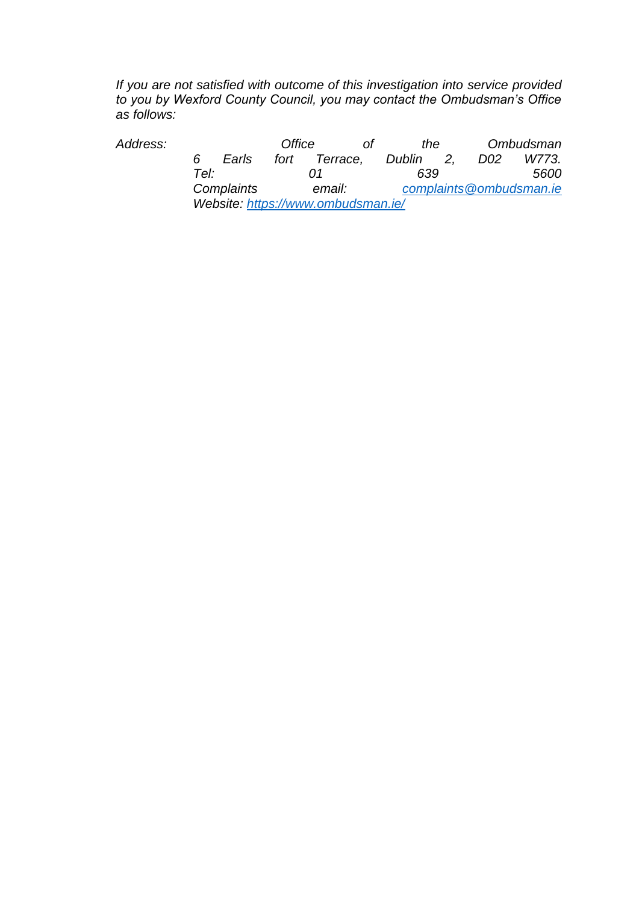*If you are not satisfied with outcome of this investigation into service provided to you by Wexford County Council, you may contact the Ombudsman's Office as follows:*

*Address: Office of the Ombudsman*
*6 Earls fort Terrace, Dublin 2, D02 W773.*
*Tel: 01 639 5600*
*Complaints email: [complaints@ombudsman.ie](mailto:complaints@ombudsman.ie)*
*Website: [https://www.ombudsman.ie/](https://www.ombudsman.ie/)*